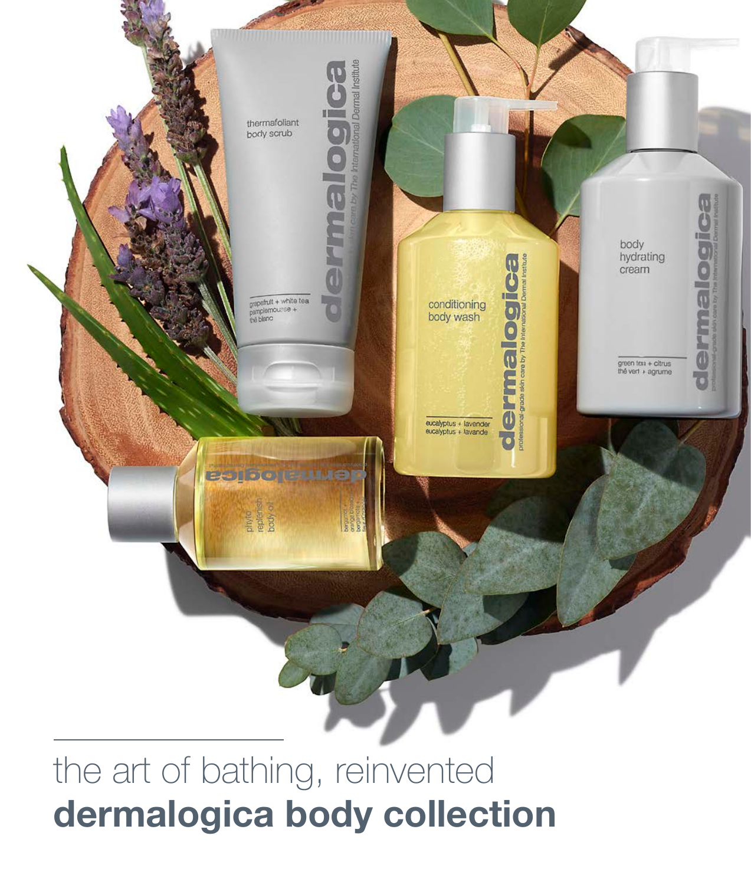the art of bathing, reinvented

**dermalogica body collection**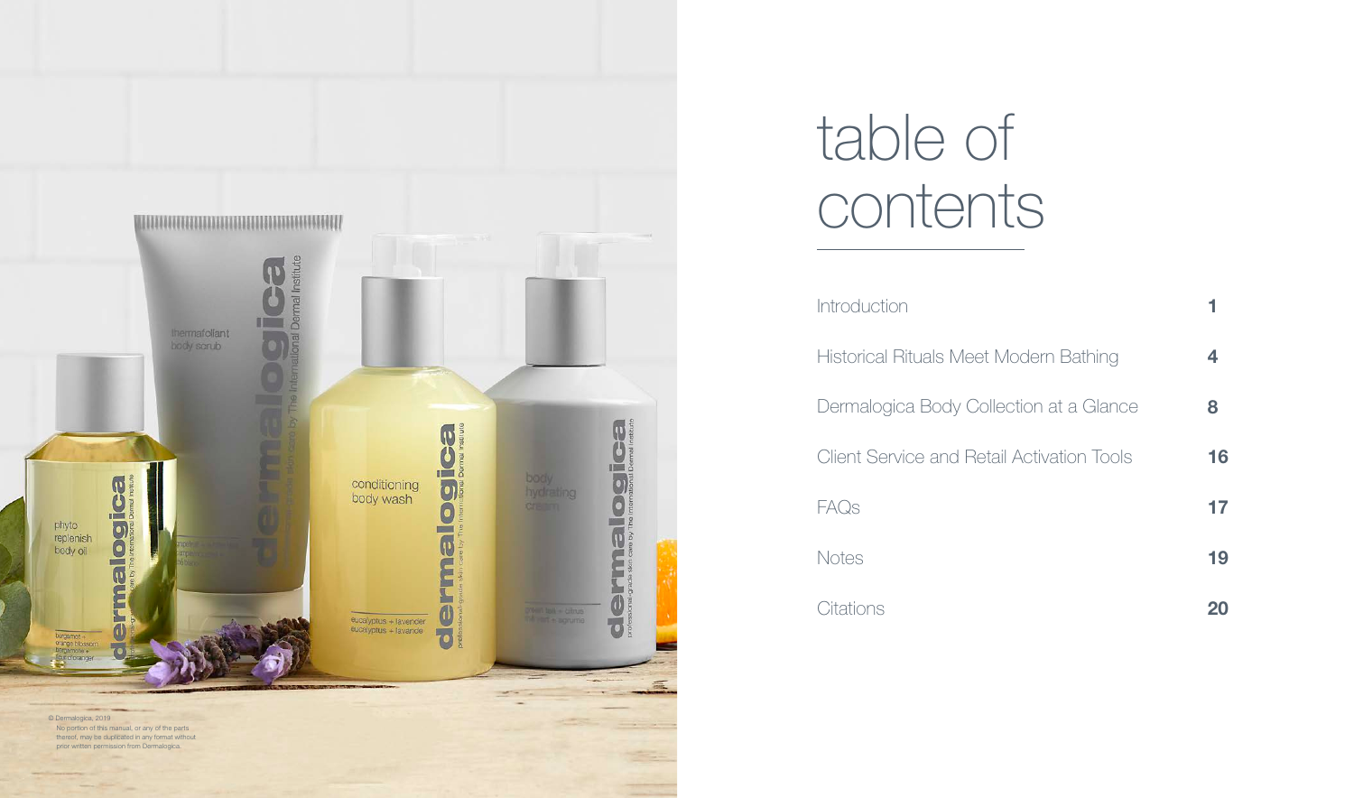# table of contents

| | |
|---|---|
| Introduction | **1** |
| Historical Rituals Meet Modern Bathing | **4** |
| Dermalogica Body Collection at a Glance | **8** |
| Client Service and Retail Activation Tools | **16** |
| FAQs | **17** |
| Notes | **19** |
| Citations | **20** |

© Dermalogica, 2019
No portion of this manual, or any of the parts thereof, may be duplicated in any format without prior written permission from Dermalogica.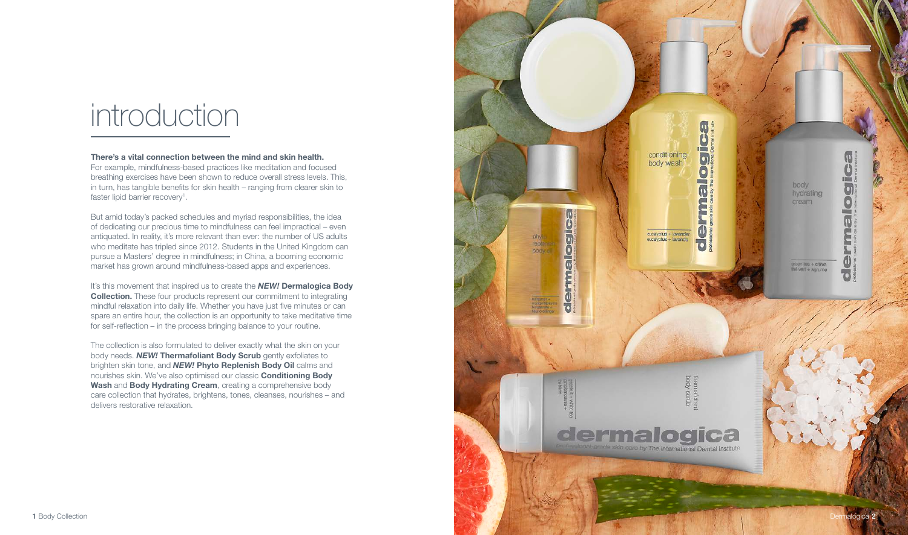# introduction

**There's a vital connection between the mind and skin health.** For example, mindfulness-based practices like meditation and focused breathing exercises have been shown to reduce overall stress levels. This, in turn, has tangible benefits for skin health – ranging from clearer skin to faster lipid barrier recovery[1].

But amid today's packed schedules and myriad responsibilities, the idea of dedicating our precious time to mindfulness can feel impractical – even antiquated. In reality, it's more relevant than ever: the number of US adults who meditate has tripled since 2012. Students in the United Kingdom can pursue a Masters' degree in mindfulness; in China, a booming economic market has grown around mindfulness-based apps and experiences.

It's this movement that inspired us to create the ***NEW!*** **Dermalogica Body Collection.** These four products represent our commitment to integrating mindful relaxation into daily life. Whether you have just five minutes or can spare an entire hour, the collection is an opportunity to take meditative time for self-reflection – in the process bringing balance to your routine.

The collection is also formulated to deliver exactly what the skin on your body needs. ***NEW!*** **Thermafoliant Body Scrub** gently exfoliates to brighten skin tone, and ***NEW!*** **Phyto Replenish Body Oil** calms and nourishes skin. We've also optimised our classic **Conditioning Body Wash** and **Body Hydrating Cream**, creating a comprehensive body care collection that hydrates, brightens, tones, cleanses, nourishes – and delivers restorative relaxation.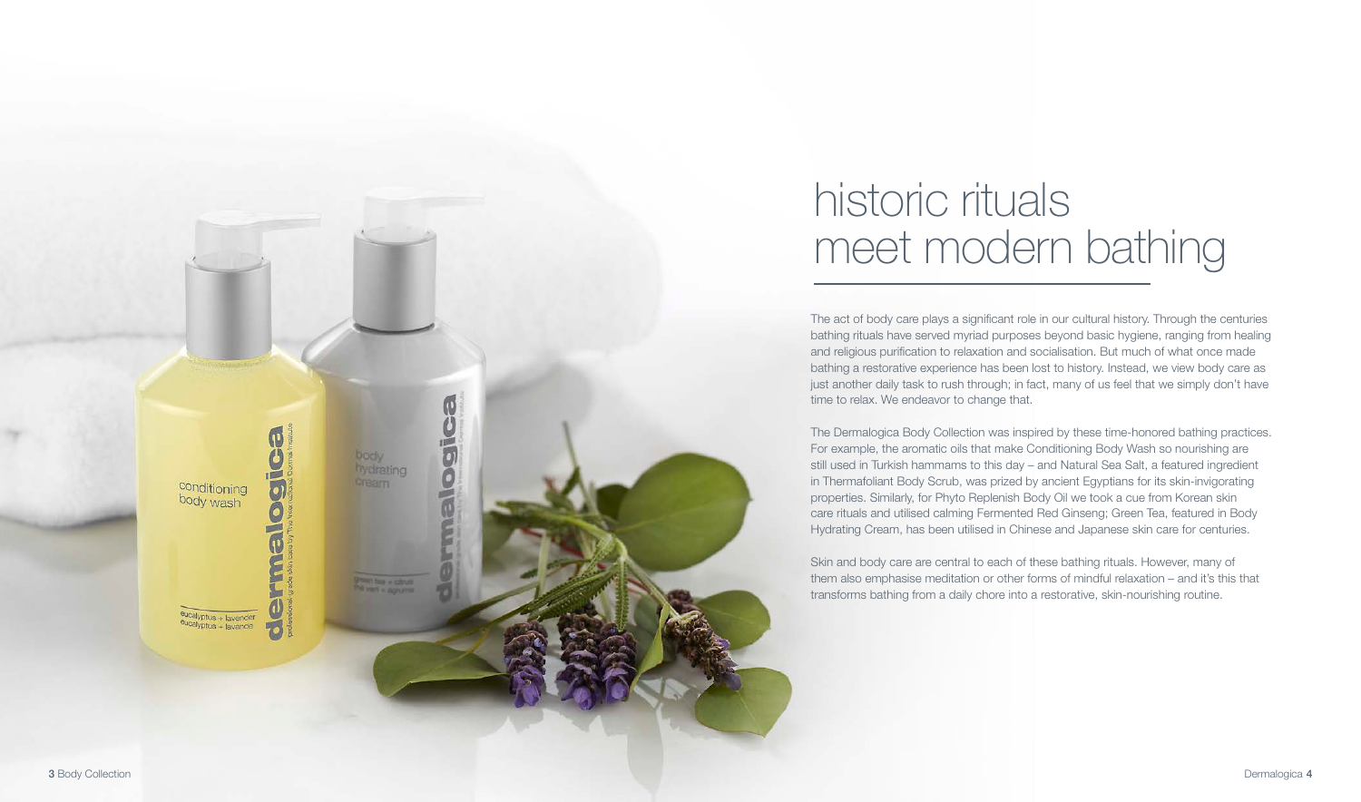# historic rituals meet modern bathing

The act of body care plays a significant role in our cultural history. Through the centuries bathing rituals have served myriad purposes beyond basic hygiene, ranging from healing and religious purification to relaxation and socialisation. But much of what once made bathing a restorative experience has been lost to history. Instead, we view body care as just another daily task to rush through; in fact, many of us feel that we simply don't have time to relax. We endeavor to change that.

The Dermalogica Body Collection was inspired by these time-honored bathing practices. For example, the aromatic oils that make Conditioning Body Wash so nourishing are still used in Turkish hammams to this day – and Natural Sea Salt, a featured ingredient in Thermafoliant Body Scrub, was prized by ancient Egyptians for its skin-invigorating properties. Similarly, for Phyto Replenish Body Oil we took a cue from Korean skin care rituals and utilised calming Fermented Red Ginseng; Green Tea, featured in Body Hydrating Cream, has been utilised in Chinese and Japanese skin care for centuries.

Skin and body care are central to each of these bathing rituals. However, many of them also emphasise meditation or other forms of mindful relaxation – and it's this that transforms bathing from a daily chore into a restorative, skin-nourishing routine.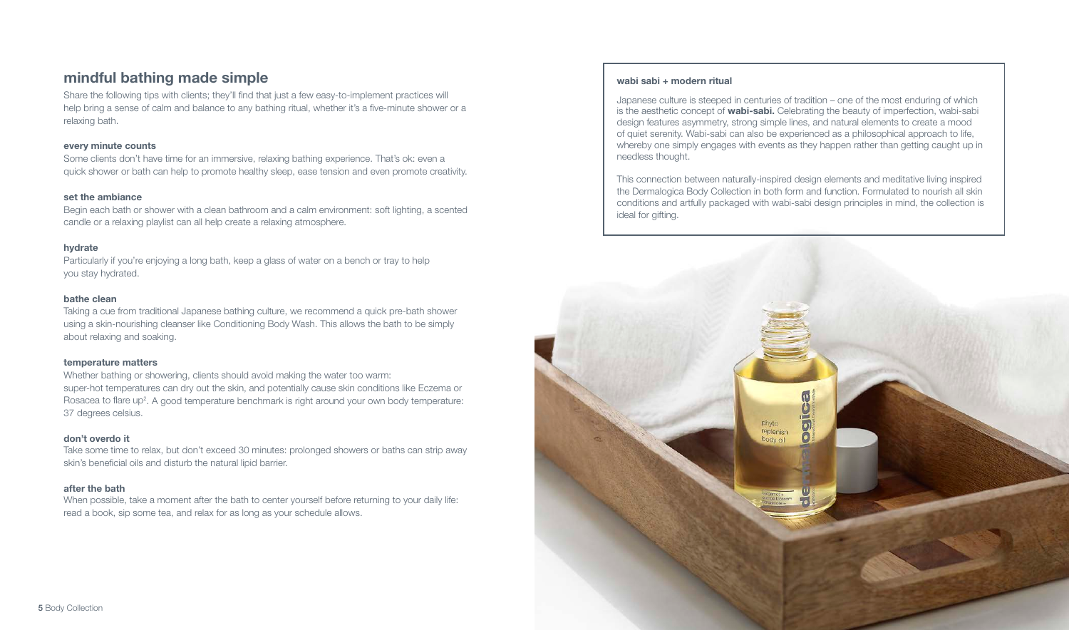## mindful bathing made simple

Share the following tips with clients; they'll find that just a few easy-to-implement practices will help bring a sense of calm and balance to any bathing ritual, whether it's a five-minute shower or a relaxing bath.

### every minute counts

Some clients don't have time for an immersive, relaxing bathing experience. That's ok: even a quick shower or bath can help to promote healthy sleep, ease tension and even promote creativity.

### set the ambiance

Begin each bath or shower with a clean bathroom and a calm environment: soft lighting, a scented candle or a relaxing playlist can all help create a relaxing atmosphere.

### hydrate

Particularly if you're enjoying a long bath, keep a glass of water on a bench or tray to help you stay hydrated.

### bathe clean

Taking a cue from traditional Japanese bathing culture, we recommend a quick pre-bath shower using a skin-nourishing cleanser like Conditioning Body Wash. This allows the bath to be simply about relaxing and soaking.

### temperature matters

Whether bathing or showering, clients should avoid making the water too warm: super-hot temperatures can dry out the skin, and potentially cause skin conditions like Eczema or Rosacea to flare up[2]. A good temperature benchmark is right around your own body temperature: 37 degrees celsius.

### don't overdo it

Take some time to relax, but don't exceed 30 minutes: prolonged showers or baths can strip away skin's beneficial oils and disturb the natural lipid barrier.

### after the bath

When possible, take a moment after the bath to center yourself before returning to your daily life: read a book, sip some tea, and relax for as long as your schedule allows.

### wabi sabi + modern ritual

Japanese culture is steeped in centuries of tradition – one of the most enduring of which is the aesthetic concept of **wabi-sabi.** Celebrating the beauty of imperfection, wabi-sabi design features asymmetry, strong simple lines, and natural elements to create a mood of quiet serenity. Wabi-sabi can also be experienced as a philosophical approach to life, whereby one simply engages with events as they happen rather than getting caught up in needless thought.

This connection between naturally-inspired design elements and meditative living inspired the Dermalogica Body Collection in both form and function. Formulated to nourish all skin conditions and artfully packaged with wabi-sabi design principles in mind, the collection is ideal for gifting.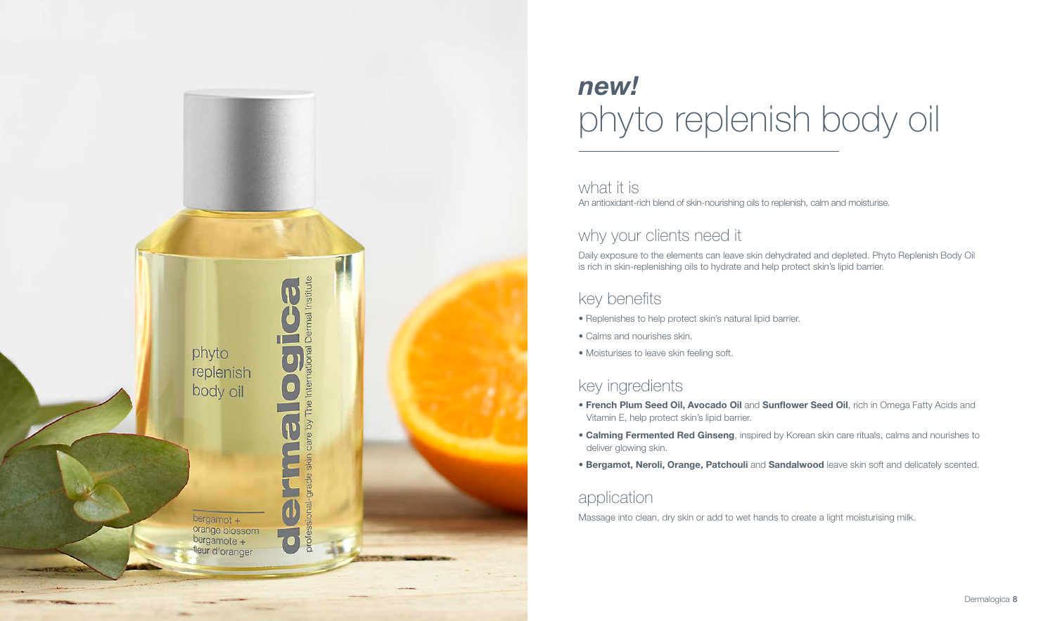*new!*

# phyto replenish body oil

## what it is

An antioxidant-rich blend of skin-nourishing oils to replenish, calm and moisturise.

## why your clients need it

Daily exposure to the elements can leave skin dehydrated and depleted. Phyto Replenish Body Oil is rich in skin-replenishing oils to hydrate and help protect skin's lipid barrier.

## key benefits

- Replenishes to help protect skin's natural lipid barrier.
- Calms and nourishes skin.
- Moisturises to leave skin feeling soft.

## key ingredients

- **French Plum Seed Oil, Avocado Oil** and **Sunflower Seed Oil**, rich in Omega Fatty Acids and Vitamin E, help protect skin's lipid barrier.
- **Calming Fermented Red Ginseng**, inspired by Korean skin care rituals, calms and nourishes to deliver glowing skin.
- **Bergamot, Neroli, Orange, Patchouli** and **Sandalwood** leave skin soft and delicately scented.

## application

Massage into clean, dry skin or add to wet hands to create a light moisturising milk.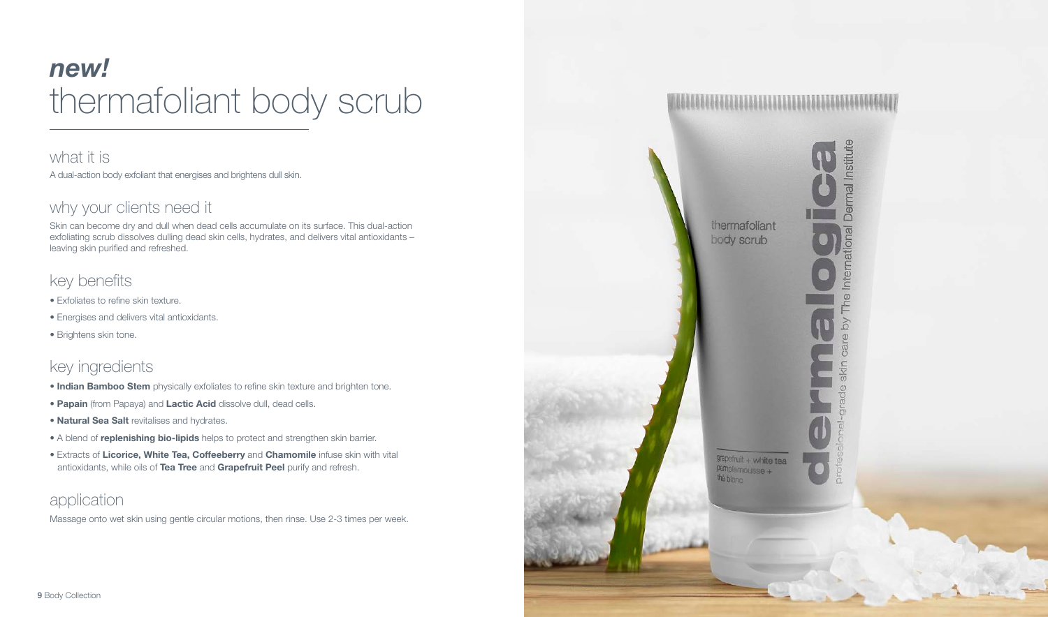# *new!*

# thermafoliant body scrub

## what it is

A dual-action body exfoliant that energises and brightens dull skin.

## why your clients need it

Skin can become dry and dull when dead cells accumulate on its surface. This dual-action exfoliating scrub dissolves dulling dead skin cells, hydrates, and delivers vital antioxidants – leaving skin purified and refreshed.

## key benefits

- Exfoliates to refine skin texture.
- Energises and delivers vital antioxidants.
- Brightens skin tone.

## key ingredients

- **Indian Bamboo Stem** physically exfoliates to refine skin texture and brighten tone.
- **Papain** (from Papaya) and **Lactic Acid** dissolve dull, dead cells.
- **Natural Sea Salt** revitalises and hydrates.
- A blend of **replenishing bio-lipids** helps to protect and strengthen skin barrier.
- Extracts of **Licorice, White Tea, Coffeeberry** and **Chamomile** infuse skin with vital antioxidants, while oils of **Tea Tree** and **Grapefruit Peel** purify and refresh.

## application

Massage onto wet skin using gentle circular motions, then rinse. Use 2-3 times per week.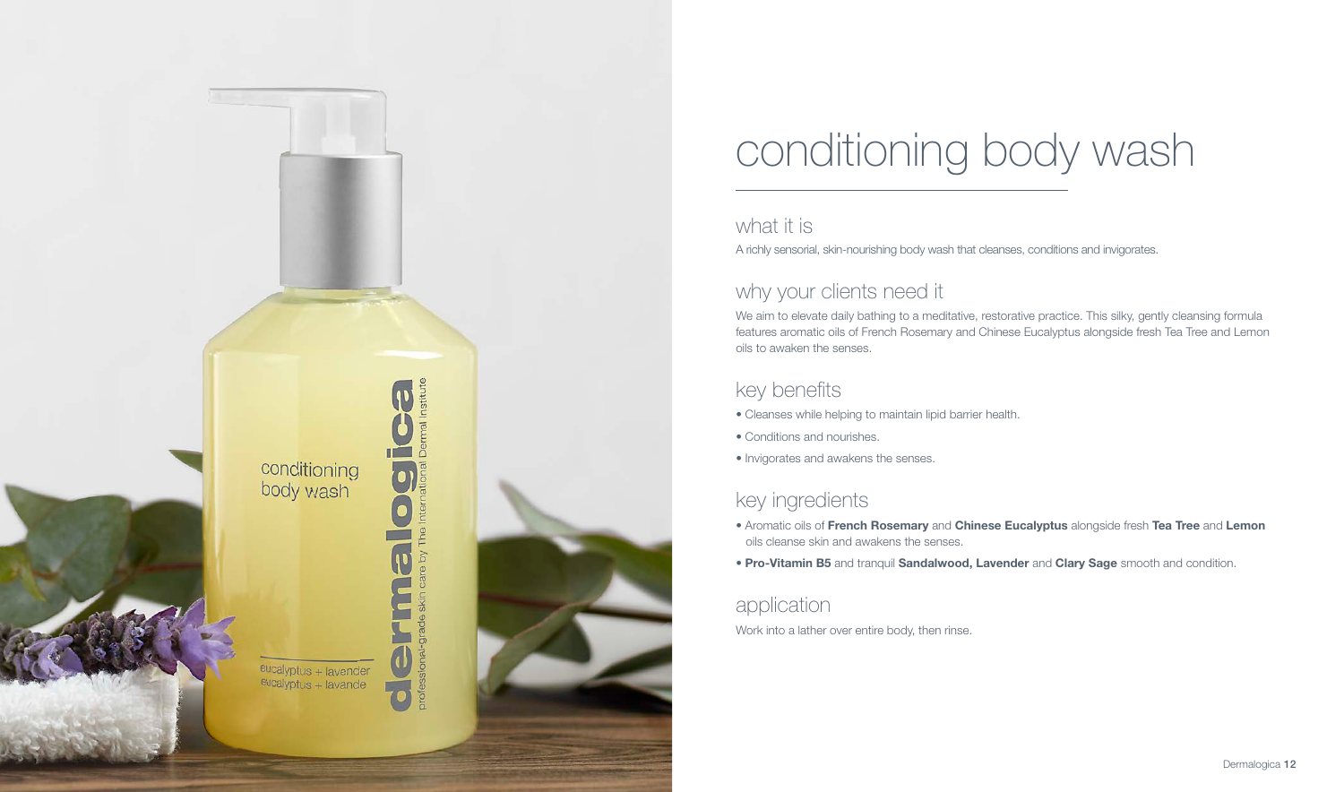# conditioning body wash

## what it is

A richly sensorial, skin-nourishing body wash that cleanses, conditions and invigorates.

## why your clients need it

We aim to elevate daily bathing to a meditative, restorative practice. This silky, gently cleansing formula features aromatic oils of French Rosemary and Chinese Eucalyptus alongside fresh Tea Tree and Lemon oils to awaken the senses.

## key benefits

- Cleanses while helping to maintain lipid barrier health.
- Conditions and nourishes.
- Invigorates and awakens the senses.

## key ingredients

- Aromatic oils of **French Rosemary** and **Chinese Eucalyptus** alongside fresh **Tea Tree** and **Lemon** oils cleanse skin and awakens the senses.
- **Pro-Vitamin B5** and tranquil **Sandalwood, Lavender** and **Clary Sage** smooth and condition.

## application

Work into a lather over entire body, then rinse.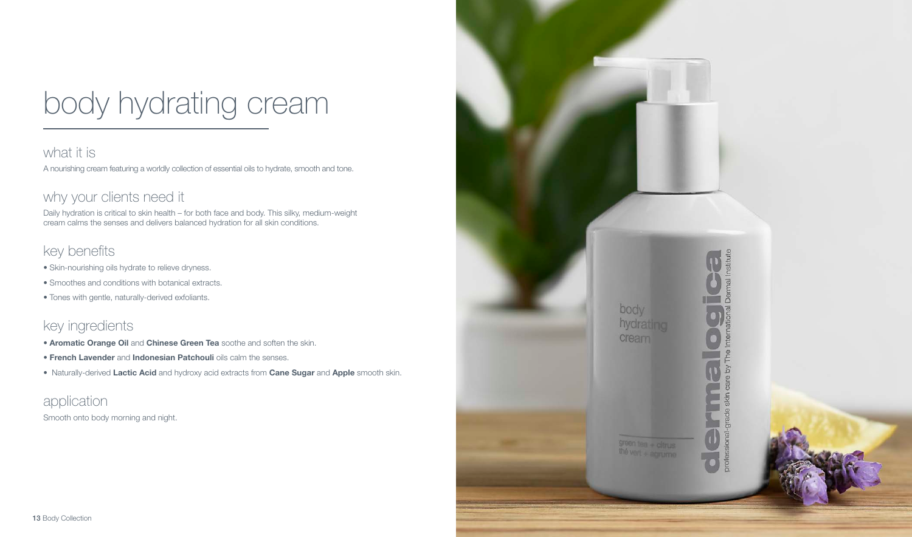# body hydrating cream

## what it is

A nourishing cream featuring a worldly collection of essential oils to hydrate, smooth and tone.

## why your clients need it

Daily hydration is critical to skin health – for both face and body. This silky, medium-weight cream calms the senses and delivers balanced hydration for all skin conditions.

## key benefits

- Skin-nourishing oils hydrate to relieve dryness.
- Smoothes and conditions with botanical extracts.
- Tones with gentle, naturally-derived exfoliants.

## key ingredients

- **Aromatic Orange Oil** and **Chinese Green Tea** soothe and soften the skin.
- **French Lavender** and **Indonesian Patchouli** oils calm the senses.
- Naturally-derived **Lactic Acid** and hydroxy acid extracts from **Cane Sugar** and **Apple** smooth skin.

## application

Smooth onto body morning and night.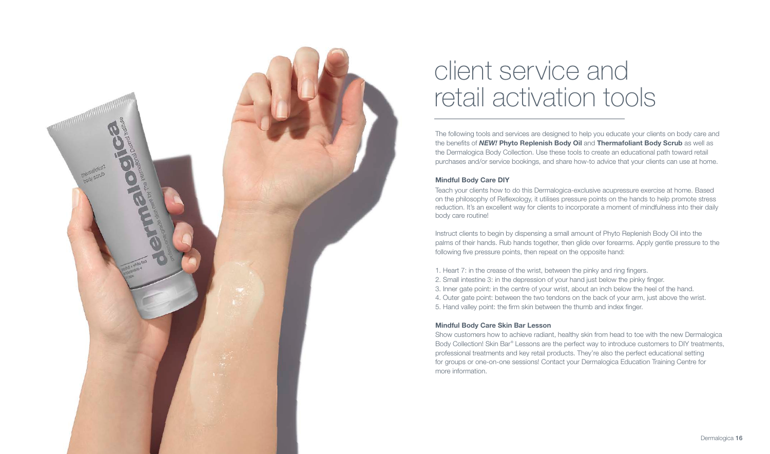# client service and retail activation tools

The following tools and services are designed to help you educate your clients on body care and the benefits of ***NEW!* Phyto Replenish Body Oil** and **Thermafoliant Body Scrub** as well as the Dermalogica Body Collection. Use these tools to create an educational path toward retail purchases and/or service bookings, and share how-to advice that your clients can use at home.

### Mindful Body Care DIY

Teach your clients how to do this Dermalogica-exclusive acupressure exercise at home. Based on the philosophy of Reflexology, it utilises pressure points on the hands to help promote stress reduction. It's an excellent way for clients to incorporate a moment of mindfulness into their daily body care routine!

Instruct clients to begin by dispensing a small amount of Phyto Replenish Body Oil into the palms of their hands. Rub hands together, then glide over forearms. Apply gentle pressure to the following five pressure points, then repeat on the opposite hand:

1. Heart 7: in the crease of the wrist, between the pinky and ring fingers.
2. Small intestine 3: in the depression of your hand just below the pinky finger.
3. Inner gate point: in the centre of your wrist, about an inch below the heel of the hand.
4. Outer gate point: between the two tendons on the back of your arm, just above the wrist.
5. Hand valley point: the firm skin between the thumb and index finger.

### Mindful Body Care Skin Bar Lesson

Show customers how to achieve radiant, healthy skin from head to toe with the new Dermalogica Body Collection! Skin Bar® Lessons are the perfect way to introduce customers to DIY treatments, professional treatments and key retail products. They're also the perfect educational setting for groups or one-on-one sessions! Contact your Dermalogica Education Training Centre for more information.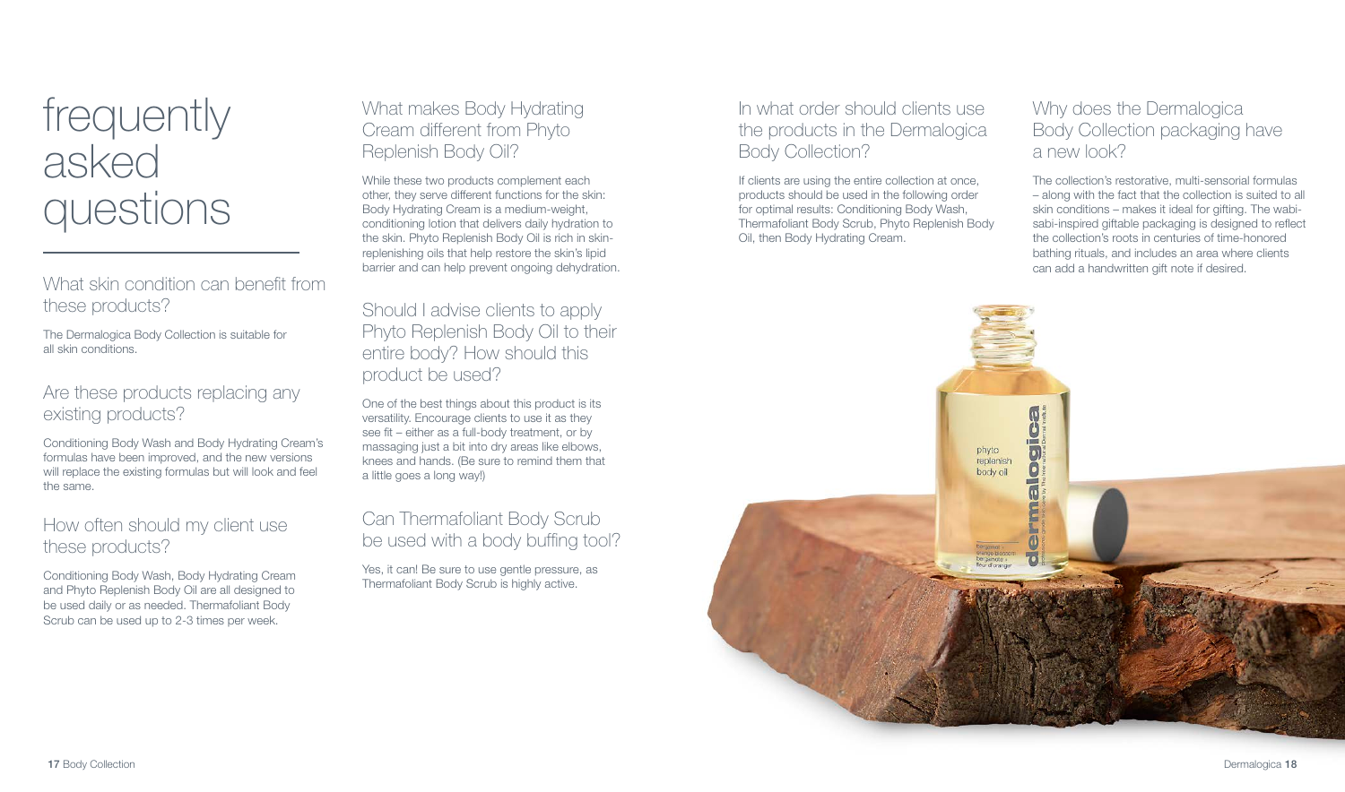# frequently asked questions

## What skin condition can benefit from these products?

The Dermalogica Body Collection is suitable for all skin conditions.

## Are these products replacing any existing products?

Conditioning Body Wash and Body Hydrating Cream's formulas have been improved, and the new versions will replace the existing formulas but will look and feel the same.

## How often should my client use these products?

Conditioning Body Wash, Body Hydrating Cream and Phyto Replenish Body Oil are all designed to be used daily or as needed. Thermafoliant Body Scrub can be used up to 2-3 times per week.

## What makes Body Hydrating Cream different from Phyto Replenish Body Oil?

While these two products complement each other, they serve different functions for the skin: Body Hydrating Cream is a medium-weight, conditioning lotion that delivers daily hydration to the skin. Phyto Replenish Body Oil is rich in skin-replenishing oils that help restore the skin's lipid barrier and can help prevent ongoing dehydration.

## Should I advise clients to apply Phyto Replenish Body Oil to their entire body? How should this product be used?

One of the best things about this product is its versatility. Encourage clients to use it as they see fit – either as a full-body treatment, or by massaging just a bit into dry areas like elbows, knees and hands. (Be sure to remind them that a little goes a long way!)

## Can Thermafoliant Body Scrub be used with a body buffing tool?

Yes, it can! Be sure to use gentle pressure, as Thermafoliant Body Scrub is highly active.

## In what order should clients use the products in the Dermalogica Body Collection?

If clients are using the entire collection at once, products should be used in the following order for optimal results: Conditioning Body Wash, Thermafoliant Body Scrub, Phyto Replenish Body Oil, then Body Hydrating Cream.

## Why does the Dermalogica Body Collection packaging have a new look?

The collection's restorative, multi-sensorial formulas – along with the fact that the collection is suited to all skin conditions – makes it ideal for gifting. The wabi-sabi-inspired giftable packaging is designed to reflect the collection's roots in centuries of time-honored bathing rituals, and includes an area where clients can add a handwritten gift note if desired.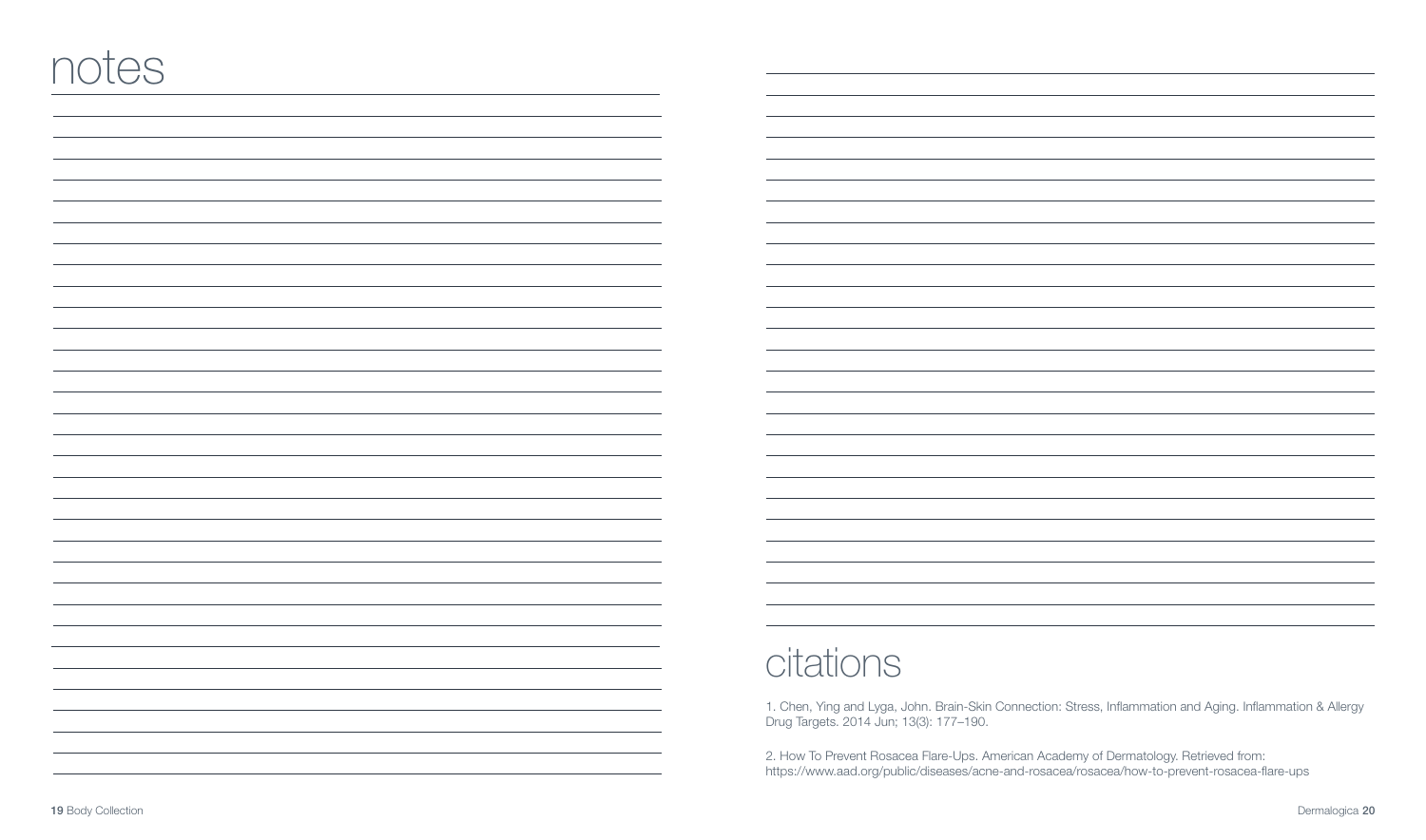# notes

# citations

1. Chen, Ying and Lyga, John. Brain-Skin Connection: Stress, Inflammation and Aging. Inflammation & Allergy Drug Targets. 2014 Jun; 13(3): 177–190.

2. How To Prevent Rosacea Flare-Ups. American Academy of Dermatology. Retrieved from: https://www.aad.org/public/diseases/acne-and-rosacea/rosacea/how-to-prevent-rosacea-flare-ups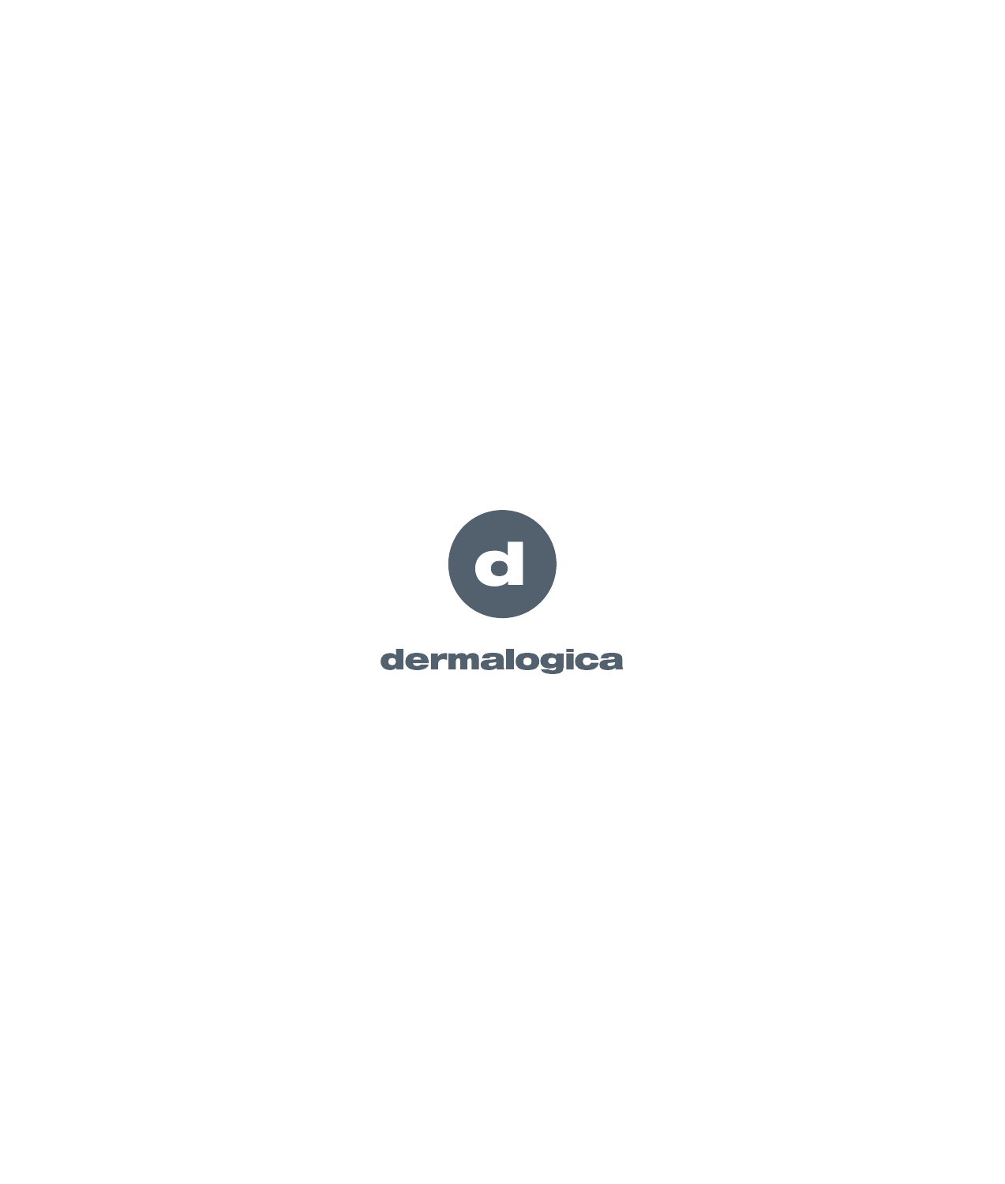dermalogica